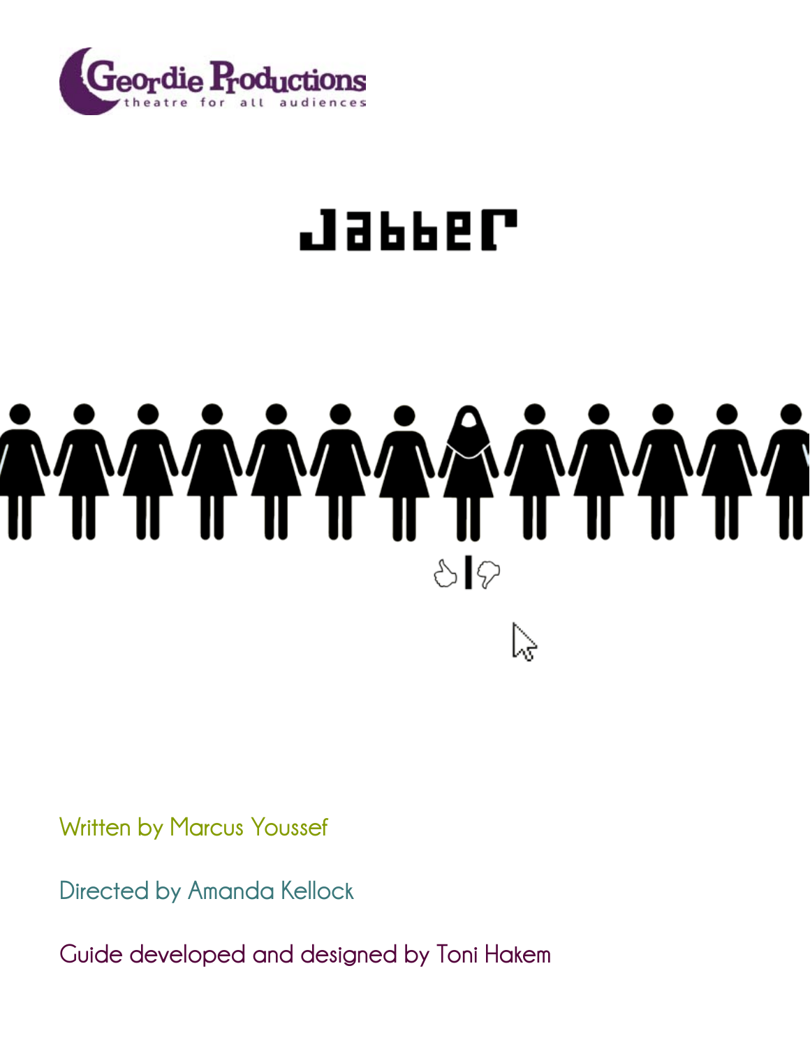Geordie Productions

theatre for all audiences

# Jabber

Written by Marcus Youssef

Directed by Amanda Kellock

Guide developed and designed by Toni Hakem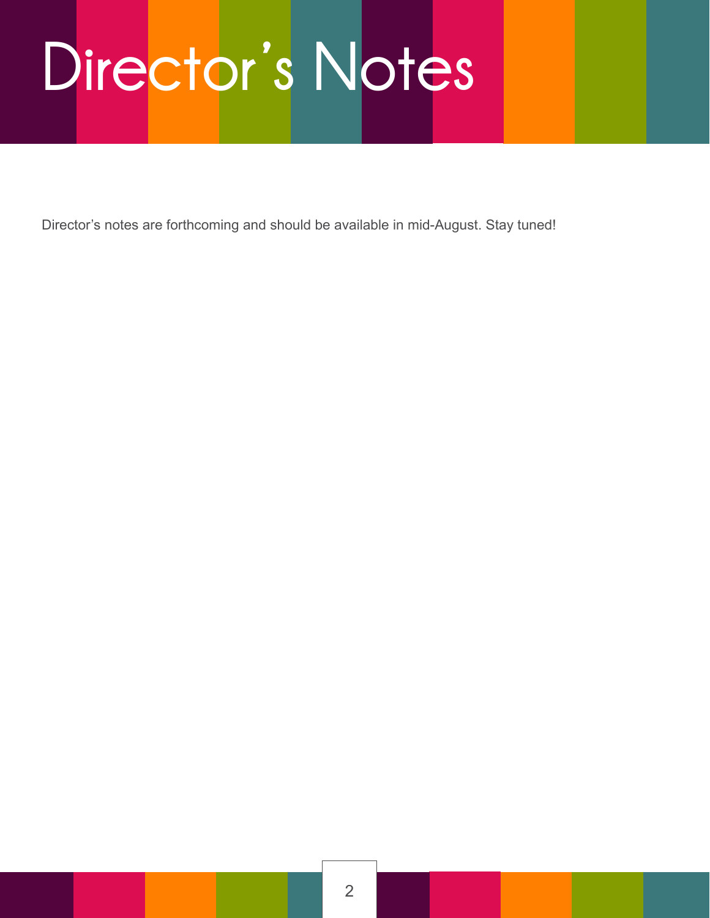# Director’s Notes

Director’s notes are forthcoming and should be available in mid-August. Stay tuned!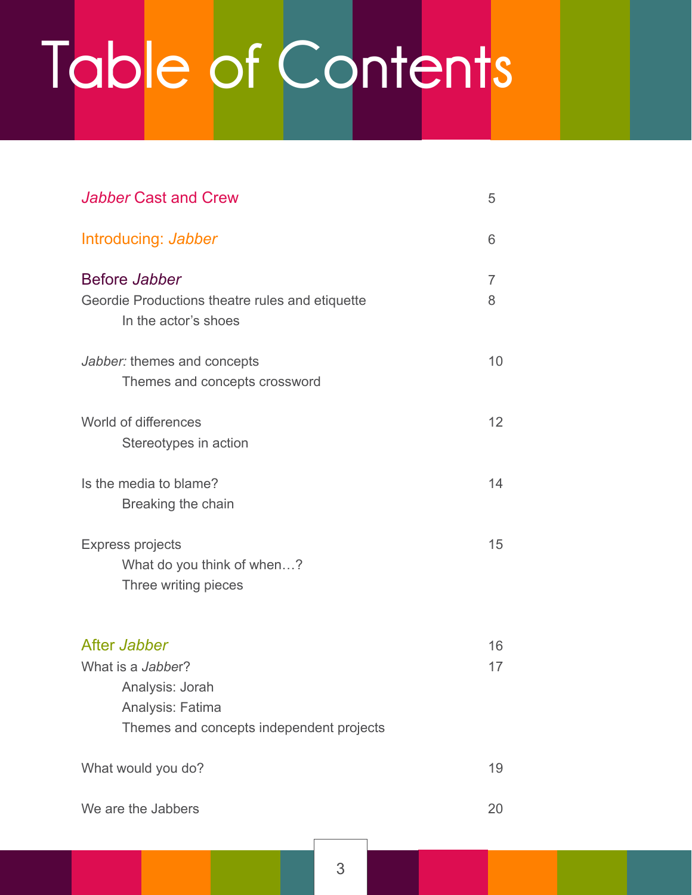# Table of Contents

| | |
|---|---|
| *Jabber* Cast and Crew | 5 |
| Introducing: *Jabber* | 6 |
| Before *Jabber* | 7 |
| Geordie Productions theatre rules and etiquette | 8 |
| &nbsp;&nbsp;&nbsp;&nbsp;In the actor's shoes | |
| *Jabber:* themes and concepts | 10 |
| &nbsp;&nbsp;&nbsp;&nbsp;Themes and concepts crossword | |
| World of differences | 12 |
| &nbsp;&nbsp;&nbsp;&nbsp;Stereotypes in action | |
| Is the media to blame? | 14 |
| &nbsp;&nbsp;&nbsp;&nbsp;Breaking the chain | |
| Express projects | 15 |
| &nbsp;&nbsp;&nbsp;&nbsp;What do you think of when…? | |
| &nbsp;&nbsp;&nbsp;&nbsp;Three writing pieces | |
| After *Jabber* | 16 |
| What is a *Jabb*er? | 17 |
| &nbsp;&nbsp;&nbsp;&nbsp;Analysis: Jorah | |
| &nbsp;&nbsp;&nbsp;&nbsp;Analysis: Fatima | |
| &nbsp;&nbsp;&nbsp;&nbsp;Themes and concepts independent projects | |
| What would you do? | 19 |
| We are the Jabbers | 20 |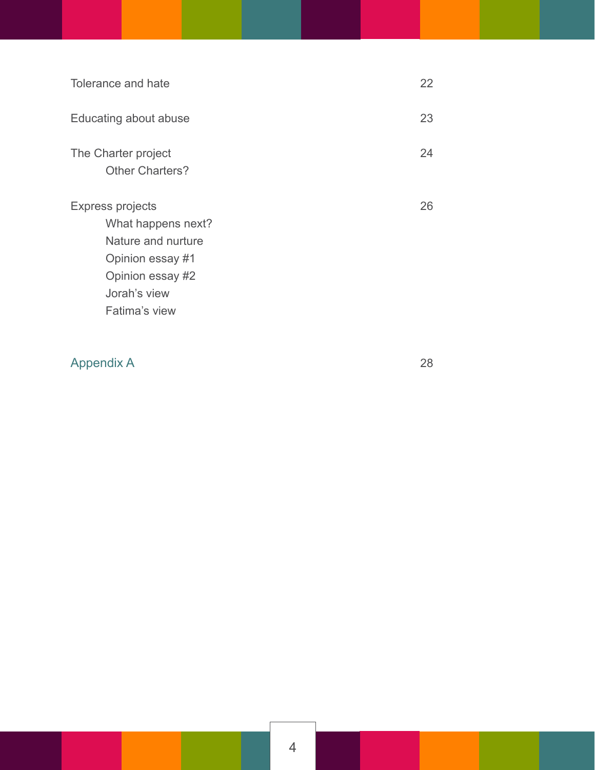| | |
|---|---|
| Tolerance and hate | 22 |
| Educating about abuse | 23 |
| The Charter project | 24 |
| Other Charters? | |
| Express projects | 26 |
| What happens next? | |
| Nature and nurture | |
| Opinion essay #1 | |
| Opinion essay #2 | |
| Jorah's view | |
| Fatima's view | |
| Appendix A | 28 |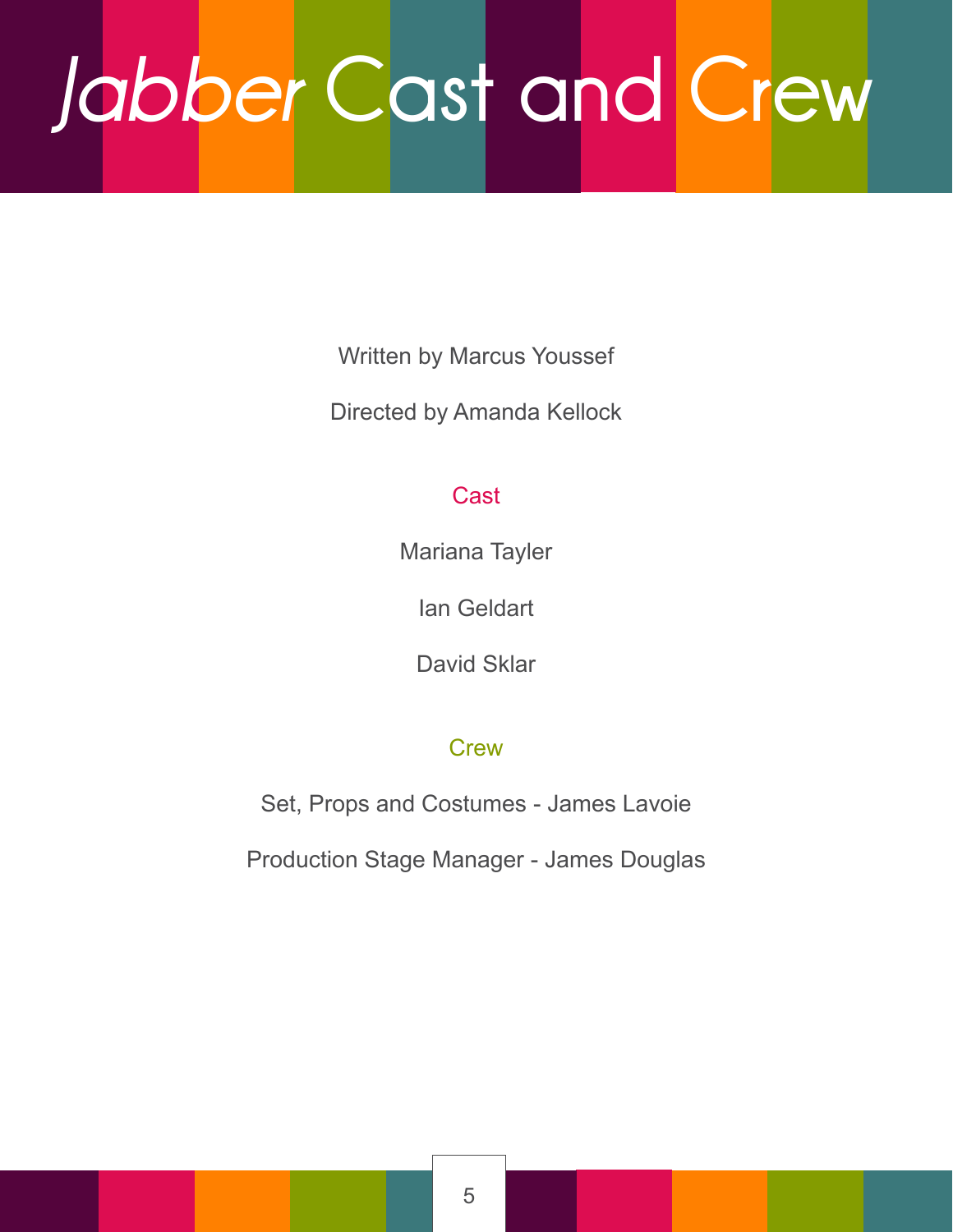# *Jabber* Cast and Crew

Written by Marcus Youssef

Directed by Amanda Kellock

## Cast

Mariana Tayler

Ian Geldart

David Sklar

## Crew

Set, Props and Costumes - James Lavoie

Production Stage Manager - James Douglas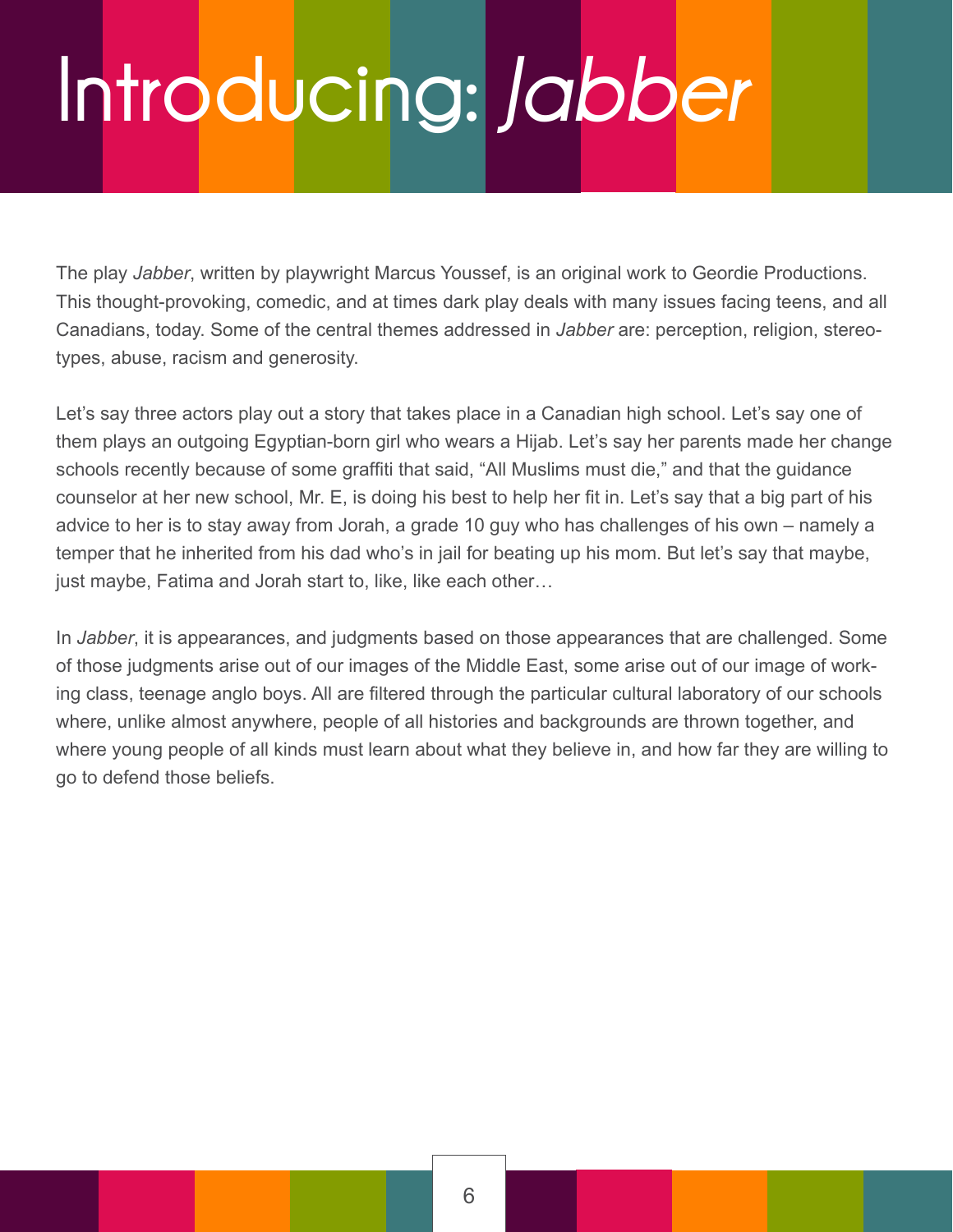# Introducing: *Jabber*

The play *Jabber*, written by playwright Marcus Youssef, is an original work to Geordie Productions. This thought-provoking, comedic, and at times dark play deals with many issues facing teens, and all Canadians, today. Some of the central themes addressed in *Jabber* are: perception, religion, stereotypes, abuse, racism and generosity.

Let's say three actors play out a story that takes place in a Canadian high school. Let's say one of them plays an outgoing Egyptian-born girl who wears a Hijab. Let's say her parents made her change schools recently because of some graffiti that said, "All Muslims must die," and that the guidance counselor at her new school, Mr. E, is doing his best to help her fit in. Let's say that a big part of his advice to her is to stay away from Jorah, a grade 10 guy who has challenges of his own – namely a temper that he inherited from his dad who's in jail for beating up his mom. But let's say that maybe, just maybe, Fatima and Jorah start to, like, like each other…

In *Jabber*, it is appearances, and judgments based on those appearances that are challenged. Some of those judgments arise out of our images of the Middle East, some arise out of our image of working class, teenage anglo boys. All are filtered through the particular cultural laboratory of our schools where, unlike almost anywhere, people of all histories and backgrounds are thrown together, and where young people of all kinds must learn about what they believe in, and how far they are willing to go to defend those beliefs.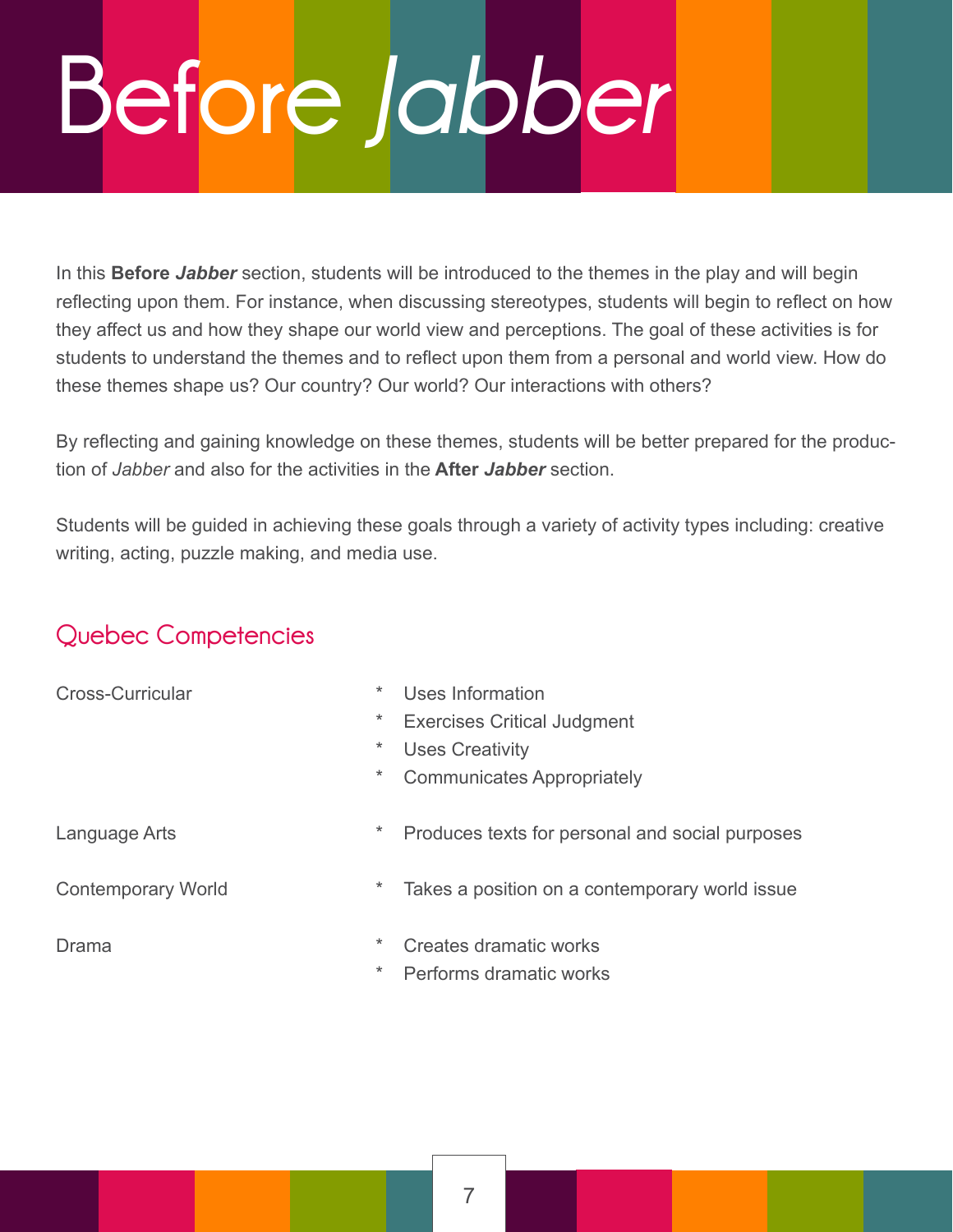# Before *Jabber*

In this **Before *Jabber*** section, students will be introduced to the themes in the play and will begin reflecting upon them. For instance, when discussing stereotypes, students will begin to reflect on how they affect us and how they shape our world view and perceptions. The goal of these activities is for students to understand the themes and to reflect upon them from a personal and world view. How do these themes shape us? Our country? Our world? Our interactions with others?

By reflecting and gaining knowledge on these themes, students will be better prepared for the production of *Jabber* and also for the activities in the **After *Jabber*** section.

Students will be guided in achieving these goals through a variety of activity types including: creative writing, acting, puzzle making, and media use.

## Quebec Competencies

| | |
|---|---|
| Cross-Curricular | * Uses Information<br>* Exercises Critical Judgment<br>* Uses Creativity<br>* Communicates Appropriately |
| Language Arts | * Produces texts for personal and social purposes |
| Contemporary World | * Takes a position on a contemporary world issue |
| Drama | * Creates dramatic works<br>* Performs dramatic works |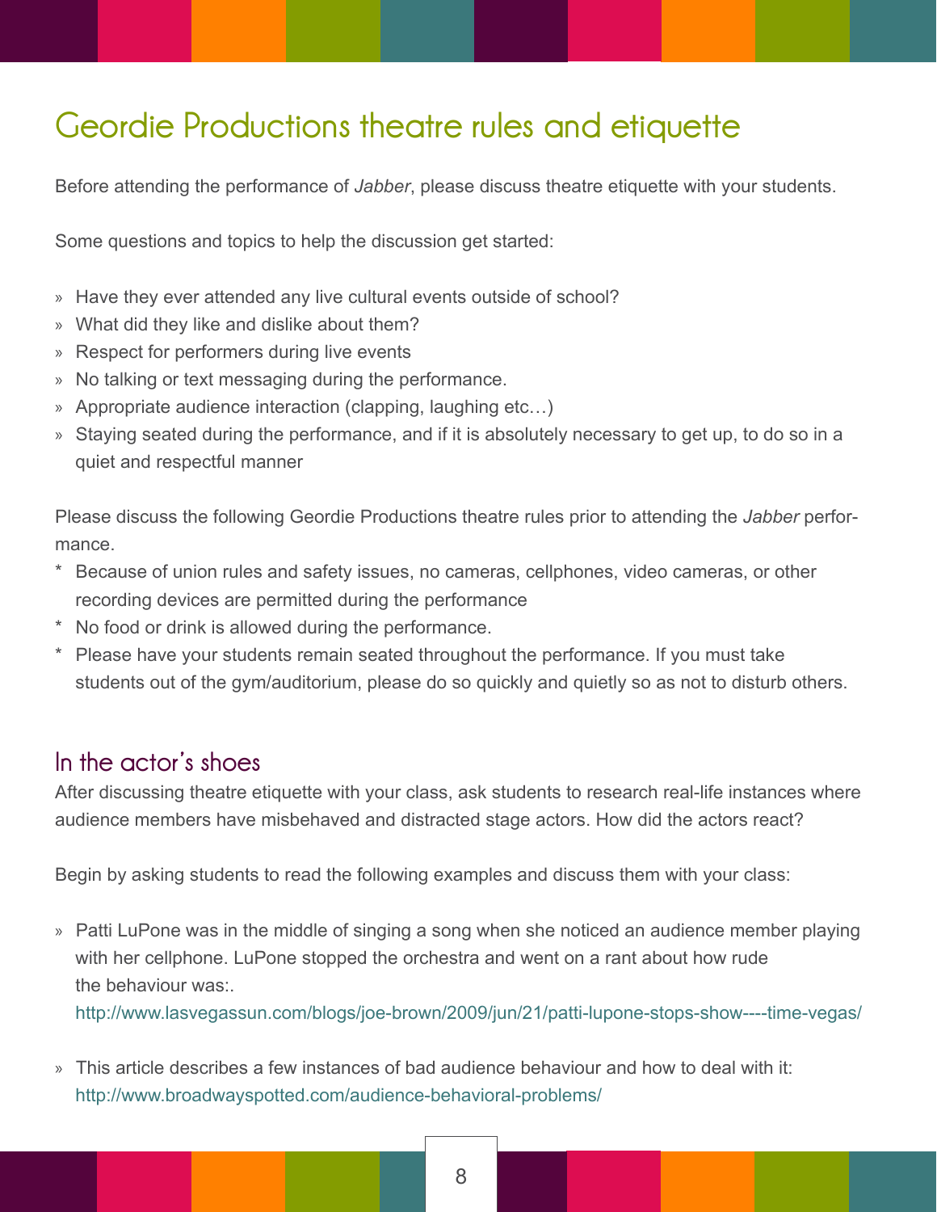# Geordie Productions theatre rules and etiquette

Before attending the performance of *Jabber*, please discuss theatre etiquette with your students.

Some questions and topics to help the discussion get started:

- Have they ever attended any live cultural events outside of school?
- What did they like and dislike about them?
- Respect for performers during live events
- No talking or text messaging during the performance.
- Appropriate audience interaction (clapping, laughing etc…)
- Staying seated during the performance, and if it is absolutely necessary to get up, to do so in a quiet and respectful manner

Please discuss the following Geordie Productions theatre rules prior to attending the *Jabber* performance.

* Because of union rules and safety issues, no cameras, cellphones, video cameras, or other recording devices are permitted during the performance
* No food or drink is allowed during the performance.
* Please have your students remain seated throughout the performance. If you must take students out of the gym/auditorium, please do so quickly and quietly so as not to disturb others.

## In the actor's shoes

After discussing theatre etiquette with your class, ask students to research real-life instances where audience members have misbehaved and distracted stage actors. How did the actors react?

Begin by asking students to read the following examples and discuss them with your class:

- Patti LuPone was in the middle of singing a song when she noticed an audience member playing with her cellphone. LuPone stopped the orchestra and went on a rant about how rude the behaviour was:.
  http://www.lasvegassun.com/blogs/joe-brown/2009/jun/21/patti-lupone-stops-show----time-vegas/

- This article describes a few instances of bad audience behaviour and how to deal with it:
  http://www.broadwayspotted.com/audience-behavioral-problems/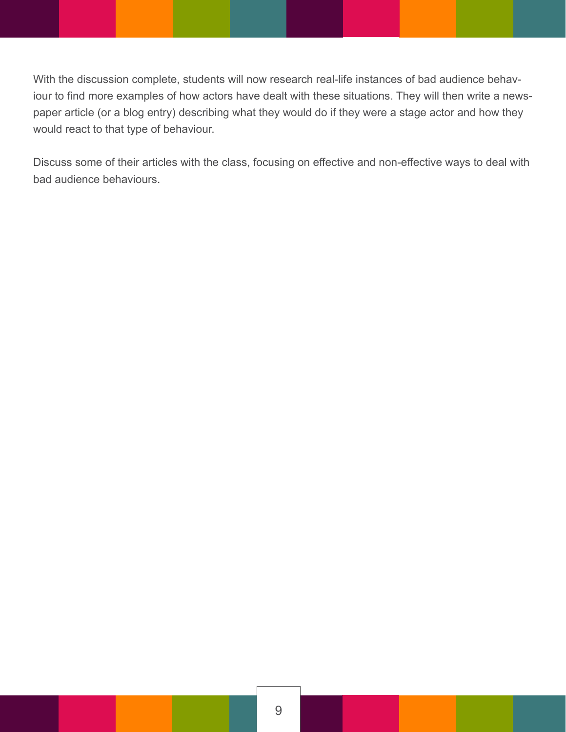With the discussion complete, students will now research real-life instances of bad audience behaviour to find more examples of how actors have dealt with these situations. They will then write a newspaper article (or a blog entry) describing what they would do if they were a stage actor and how they would react to that type of behaviour.

Discuss some of their articles with the class, focusing on effective and non-effective ways to deal with bad audience behaviours.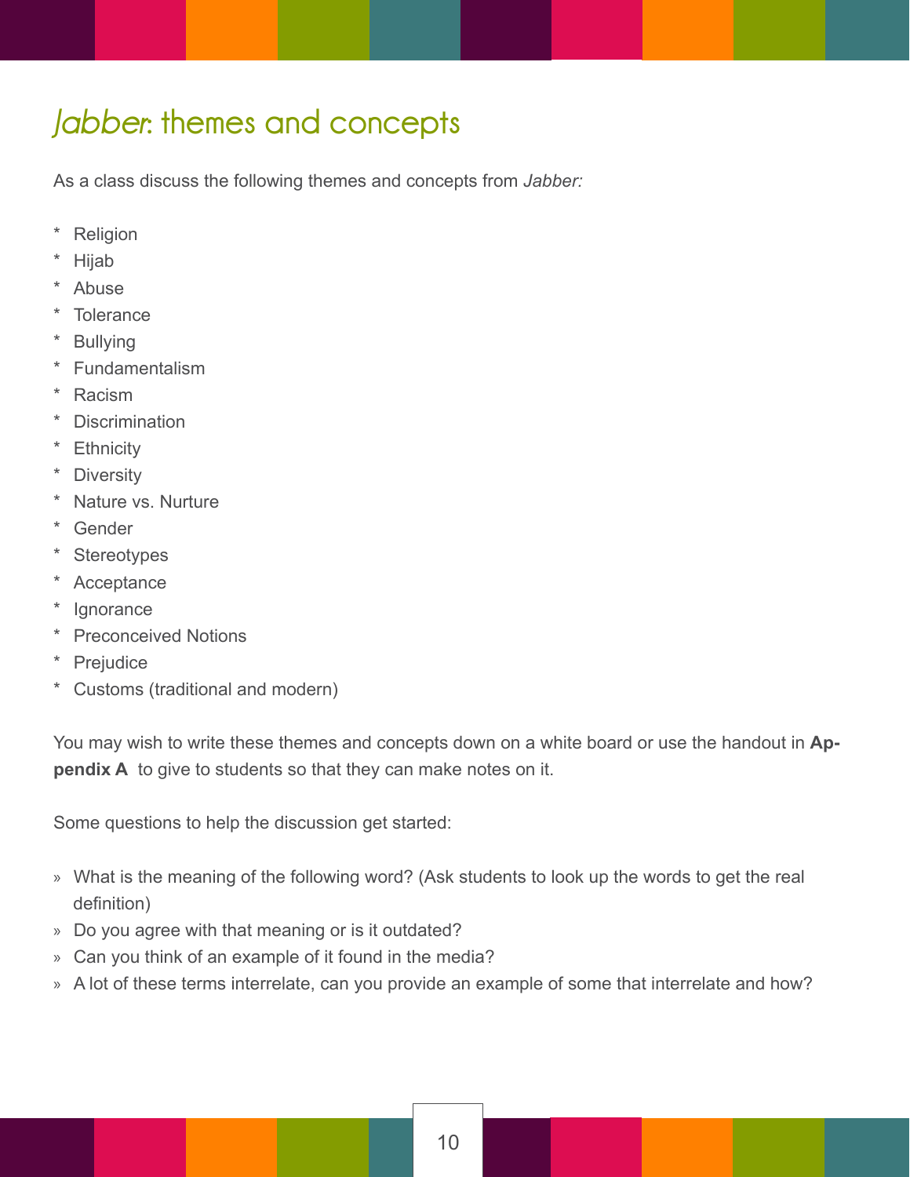# *Jabber*: themes and concepts

As a class discuss the following themes and concepts from *Jabber:*

* Religion
* Hijab
* Abuse
* Tolerance
* Bullying
* Fundamentalism
* Racism
* Discrimination
* Ethnicity
* Diversity
* Nature vs. Nurture
* Gender
* Stereotypes
* Acceptance
* Ignorance
* Preconceived Notions
* Prejudice
* Customs (traditional and modern)

You may wish to write these themes and concepts down on a white board or use the handout in **Appendix A** to give to students so that they can make notes on it.

Some questions to help the discussion get started:

» What is the meaning of the following word? (Ask students to look up the words to get the real definition)

» Do you agree with that meaning or is it outdated?

» Can you think of an example of it found in the media?

» A lot of these terms interrelate, can you provide an example of some that interrelate and how?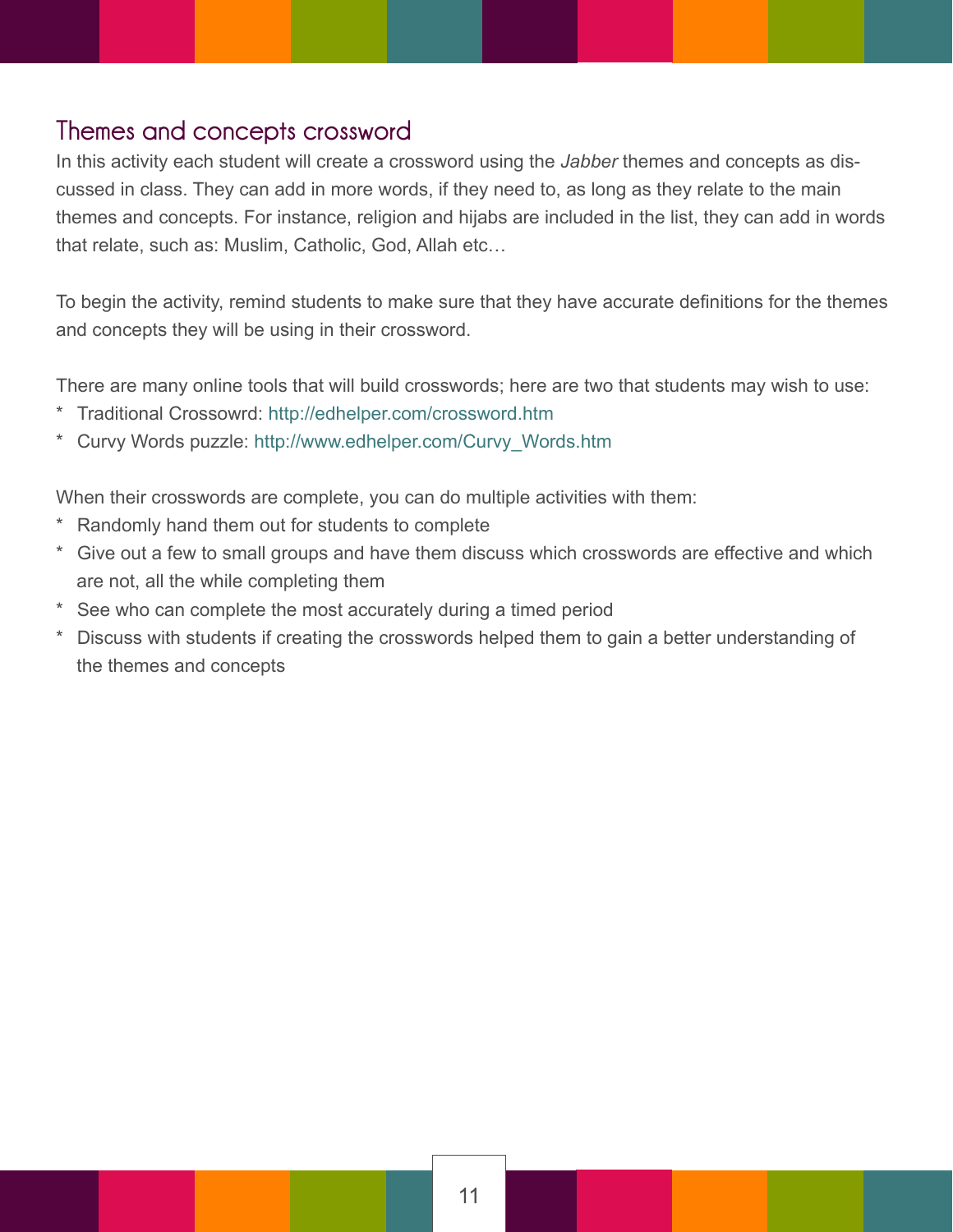## Themes and concepts crossword

In this activity each student will create a crossword using the *Jabber* themes and concepts as discussed in class. They can add in more words, if they need to, as long as they relate to the main themes and concepts. For instance, religion and hijabs are included in the list, they can add in words that relate, such as: Muslim, Catholic, God, Allah etc…

To begin the activity, remind students to make sure that they have accurate definitions for the themes and concepts they will be using in their crossword.

There are many online tools that will build crosswords; here are two that students may wish to use:

* Traditional Crossowrd: http://edhelper.com/crossword.htm
* Curvy Words puzzle: http://www.edhelper.com/Curvy_Words.htm

When their crosswords are complete, you can do multiple activities with them:

* Randomly hand them out for students to complete
* Give out a few to small groups and have them discuss which crosswords are effective and which are not, all the while completing them
* See who can complete the most accurately during a timed period
* Discuss with students if creating the crosswords helped them to gain a better understanding of the themes and concepts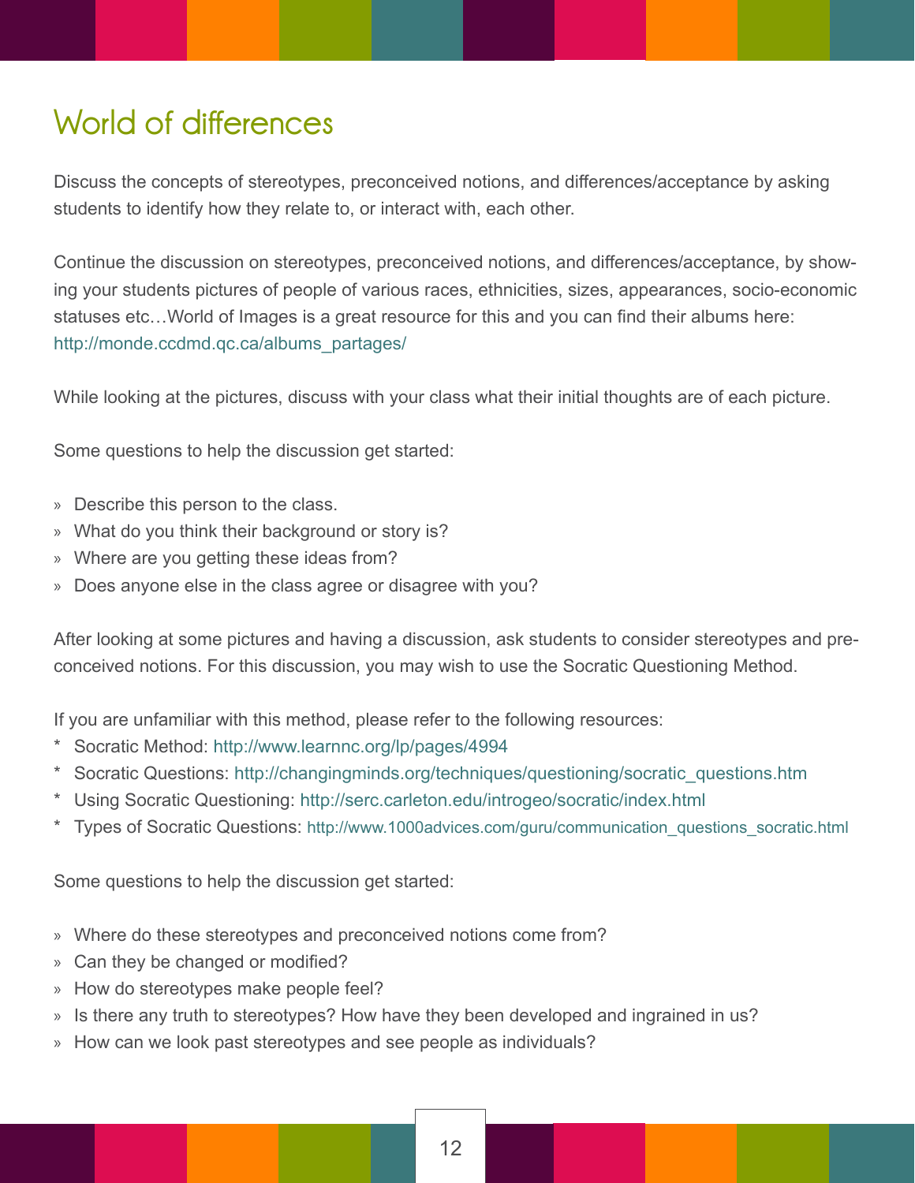# World of differences

Discuss the concepts of stereotypes, preconceived notions, and differences/acceptance by asking students to identify how they relate to, or interact with, each other.

Continue the discussion on stereotypes, preconceived notions, and differences/acceptance, by showing your students pictures of people of various races, ethnicities, sizes, appearances, socio-economic statuses etc…World of Images is a great resource for this and you can find their albums here: http://monde.ccdmd.qc.ca/albums_partages/

While looking at the pictures, discuss with your class what their initial thoughts are of each picture.

Some questions to help the discussion get started:

- Describe this person to the class.
- What do you think their background or story is?
- Where are you getting these ideas from?
- Does anyone else in the class agree or disagree with you?

After looking at some pictures and having a discussion, ask students to consider stereotypes and preconceived notions. For this discussion, you may wish to use the Socratic Questioning Method.

If you are unfamiliar with this method, please refer to the following resources:

- Socratic Method: http://www.learnnc.org/lp/pages/4994
- Socratic Questions: http://changingminds.org/techniques/questioning/socratic_questions.htm
- Using Socratic Questioning: http://serc.carleton.edu/introgeo/socratic/index.html
- Types of Socratic Questions: http://www.1000advices.com/guru/communication_questions_socratic.html

Some questions to help the discussion get started:

- Where do these stereotypes and preconceived notions come from?
- Can they be changed or modified?
- How do stereotypes make people feel?
- Is there any truth to stereotypes? How have they been developed and ingrained in us?
- How can we look past stereotypes and see people as individuals?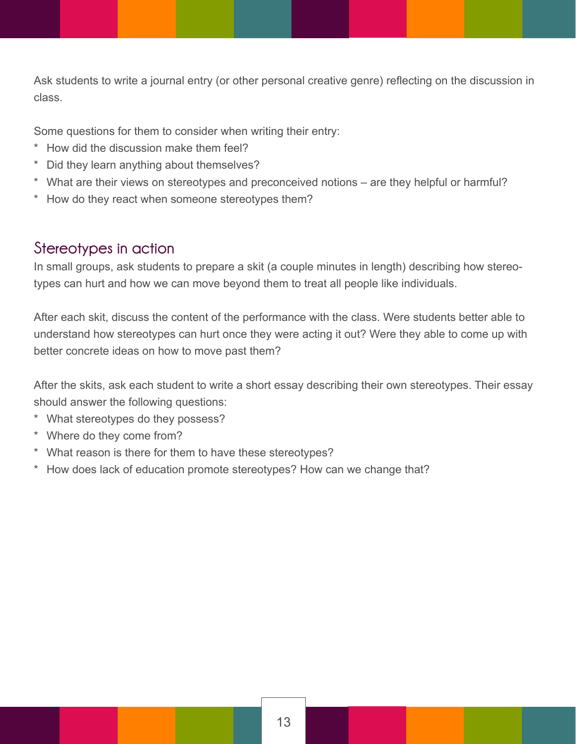Ask students to write a journal entry (or other personal creative genre) reflecting on the discussion in class.

Some questions for them to consider when writing their entry:

* How did the discussion make them feel?
* Did they learn anything about themselves?
* What are their views on stereotypes and preconceived notions – are they helpful or harmful?
* How do they react when someone stereotypes them?

## Stereotypes in action

In small groups, ask students to prepare a skit (a couple minutes in length) describing how stereotypes can hurt and how we can move beyond them to treat all people like individuals.

After each skit, discuss the content of the performance with the class. Were students better able to understand how stereotypes can hurt once they were acting it out? Were they able to come up with better concrete ideas on how to move past them?

After the skits, ask each student to write a short essay describing their own stereotypes. Their essay should answer the following questions:

* What stereotypes do they possess?
* Where do they come from?
* What reason is there for them to have these stereotypes?
* How does lack of education promote stereotypes? How can we change that?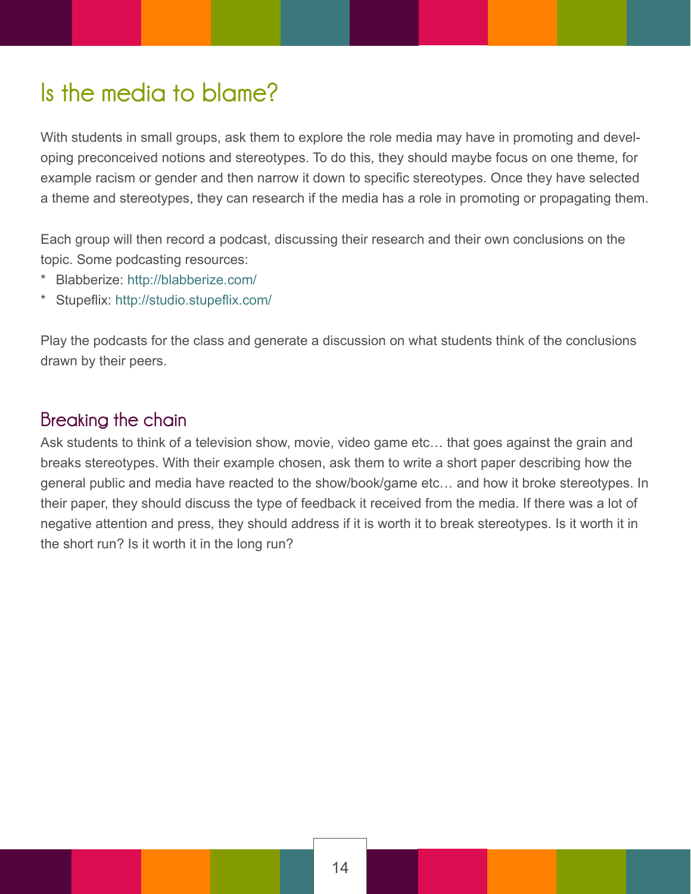# Is the media to blame?

With students in small groups, ask them to explore the role media may have in promoting and developing preconceived notions and stereotypes. To do this, they should maybe focus on one theme, for example racism or gender and then narrow it down to specific stereotypes. Once they have selected a theme and stereotypes, they can research if the media has a role in promoting or propagating them.

Each group will then record a podcast, discussing their research and their own conclusions on the topic. Some podcasting resources:

* Blabberize: http://blabberize.com/
* Stupeflix: http://studio.stupeflix.com/

Play the podcasts for the class and generate a discussion on what students think of the conclusions drawn by their peers.

## Breaking the chain

Ask students to think of a television show, movie, video game etc… that goes against the grain and breaks stereotypes. With their example chosen, ask them to write a short paper describing how the general public and media have reacted to the show/book/game etc… and how it broke stereotypes. In their paper, they should discuss the type of feedback it received from the media. If there was a lot of negative attention and press, they should address if it is worth it to break stereotypes. Is it worth it in the short run? Is it worth it in the long run?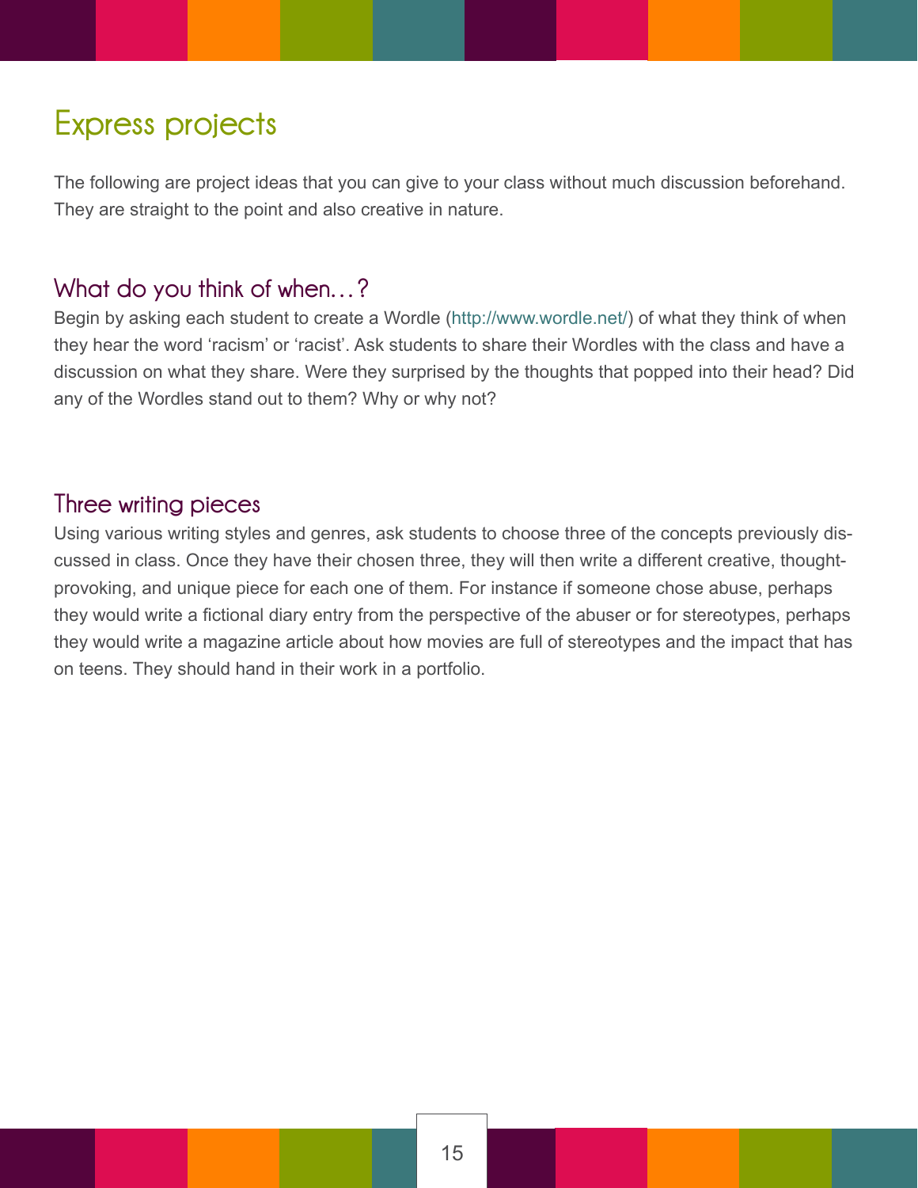# Express projects

The following are project ideas that you can give to your class without much discussion beforehand. They are straight to the point and also creative in nature.

## What do you think of when…?

Begin by asking each student to create a Wordle (http://www.wordle.net/) of what they think of when they hear the word ‘racism’ or ‘racist’. Ask students to share their Wordles with the class and have a discussion on what they share. Were they surprised by the thoughts that popped into their head? Did any of the Wordles stand out to them? Why or why not?

## Three writing pieces

Using various writing styles and genres, ask students to choose three of the concepts previously discussed in class. Once they have their chosen three, they will then write a different creative, thought-provoking, and unique piece for each one of them. For instance if someone chose abuse, perhaps they would write a fictional diary entry from the perspective of the abuser or for stereotypes, perhaps they would write a magazine article about how movies are full of stereotypes and the impact that has on teens. They should hand in their work in a portfolio.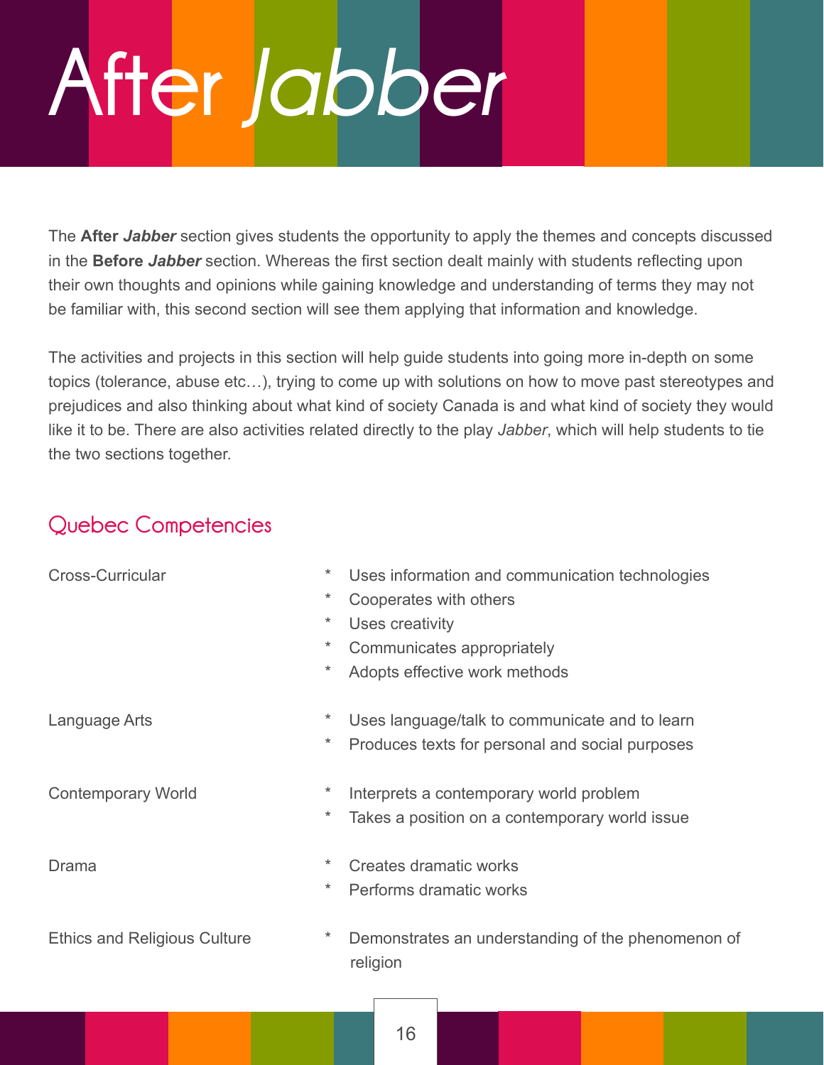# After *Jabber*

The **After *Jabber*** section gives students the opportunity to apply the themes and concepts discussed in the **Before *Jabber*** section. Whereas the first section dealt mainly with students reflecting upon their own thoughts and opinions while gaining knowledge and understanding of terms they may not be familiar with, this second section will see them applying that information and knowledge.

The activities and projects in this section will help guide students into going more in-depth on some topics (tolerance, abuse etc…), trying to come up with solutions on how to move past stereotypes and prejudices and also thinking about what kind of society Canada is and what kind of society they would like it to be. There are also activities related directly to the play *Jabber*, which will help students to tie the two sections together.

## Quebec Competencies

| | |
|---|---|
| Cross-Curricular | * Uses information and communication technologies<br>* Cooperates with others<br>* Uses creativity<br>* Communicates appropriately<br>* Adopts effective work methods |
| Language Arts | * Uses language/talk to communicate and to learn<br>* Produces texts for personal and social purposes |
| Contemporary World | * Interprets a contemporary world problem<br>* Takes a position on a contemporary world issue |
| Drama | * Creates dramatic works<br>* Performs dramatic works |
| Ethics and Religious Culture | * Demonstrates an understanding of the phenomenon of religion |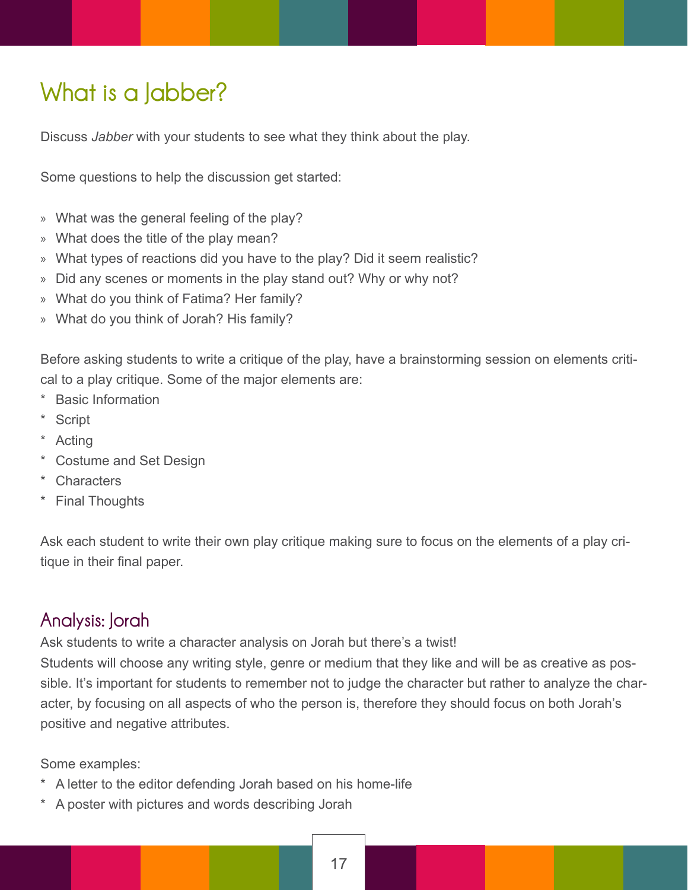# What is a Jabber?

Discuss *Jabber* with your students to see what they think about the play.

Some questions to help the discussion get started:

» What was the general feeling of the play?
» What does the title of the play mean?
» What types of reactions did you have to the play? Did it seem realistic?
» Did any scenes or moments in the play stand out? Why or why not?
» What do you think of Fatima? Her family?
» What do you think of Jorah? His family?

Before asking students to write a critique of the play, have a brainstorming session on elements critical to a play critique. Some of the major elements are:

* Basic Information
* Script
* Acting
* Costume and Set Design
* Characters
* Final Thoughts

Ask each student to write their own play critique making sure to focus on the elements of a play critique in their final paper.

## Analysis: Jorah

Ask students to write a character analysis on Jorah but there's a twist!
Students will choose any writing style, genre or medium that they like and will be as creative as possible. It's important for students to remember not to judge the character but rather to analyze the character, by focusing on all aspects of who the person is, therefore they should focus on both Jorah's positive and negative attributes.

Some examples:

* A letter to the editor defending Jorah based on his home-life
* A poster with pictures and words describing Jorah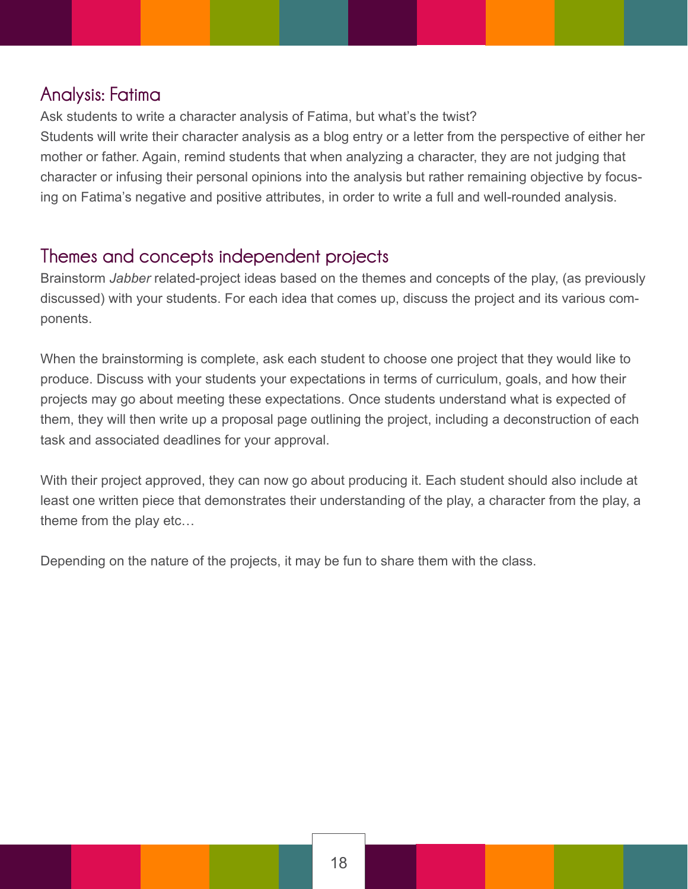## Analysis: Fatima

Ask students to write a character analysis of Fatima, but what's the twist?
Students will write their character analysis as a blog entry or a letter from the perspective of either her mother or father. Again, remind students that when analyzing a character, they are not judging that character or infusing their personal opinions into the analysis but rather remaining objective by focusing on Fatima's negative and positive attributes, in order to write a full and well-rounded analysis.

## Themes and concepts independent projects

Brainstorm *Jabber* related-project ideas based on the themes and concepts of the play, (as previously discussed) with your students. For each idea that comes up, discuss the project and its various components.

When the brainstorming is complete, ask each student to choose one project that they would like to produce. Discuss with your students your expectations in terms of curriculum, goals, and how their projects may go about meeting these expectations. Once students understand what is expected of them, they will then write up a proposal page outlining the project, including a deconstruction of each task and associated deadlines for your approval.

With their project approved, they can now go about producing it. Each student should also include at least one written piece that demonstrates their understanding of the play, a character from the play, a theme from the play etc…

Depending on the nature of the projects, it may be fun to share them with the class.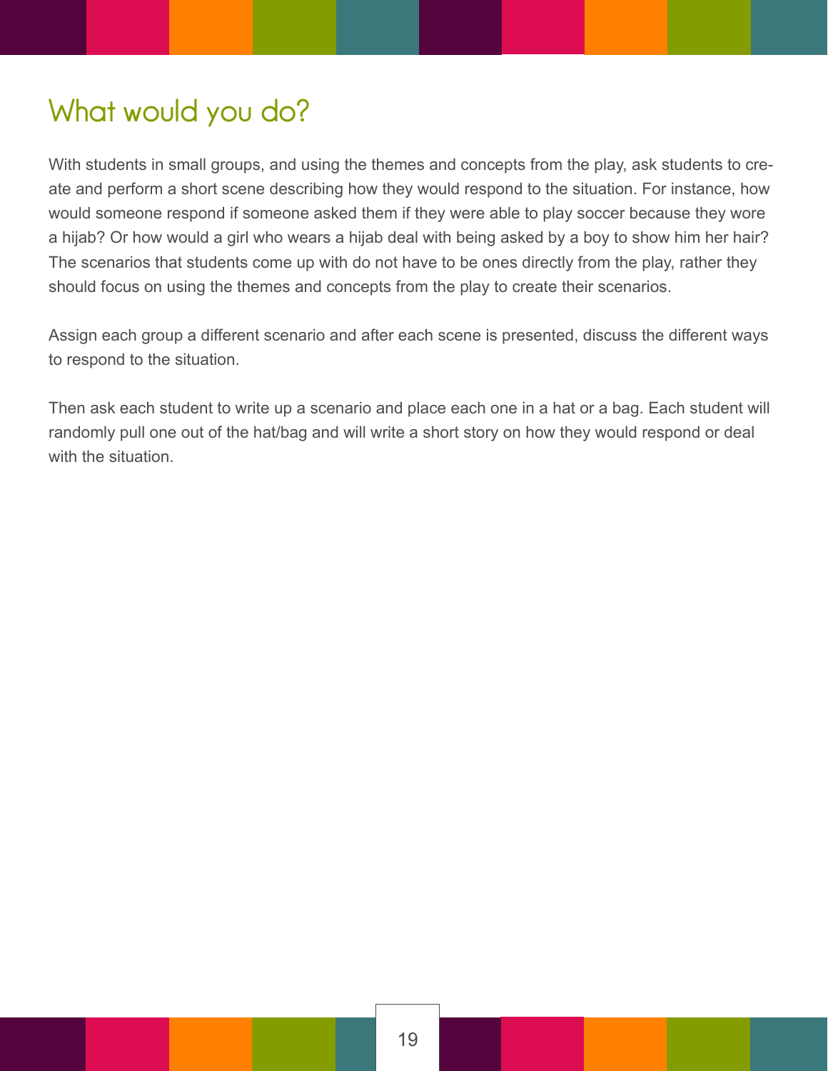## What would you do?

With students in small groups, and using the themes and concepts from the play, ask students to create and perform a short scene describing how they would respond to the situation. For instance, how would someone respond if someone asked them if they were able to play soccer because they wore a hijab? Or how would a girl who wears a hijab deal with being asked by a boy to show him her hair? The scenarios that students come up with do not have to be ones directly from the play, rather they should focus on using the themes and concepts from the play to create their scenarios.

Assign each group a different scenario and after each scene is presented, discuss the different ways to respond to the situation.

Then ask each student to write up a scenario and place each one in a hat or a bag. Each student will randomly pull one out of the hat/bag and will write a short story on how they would respond or deal with the situation.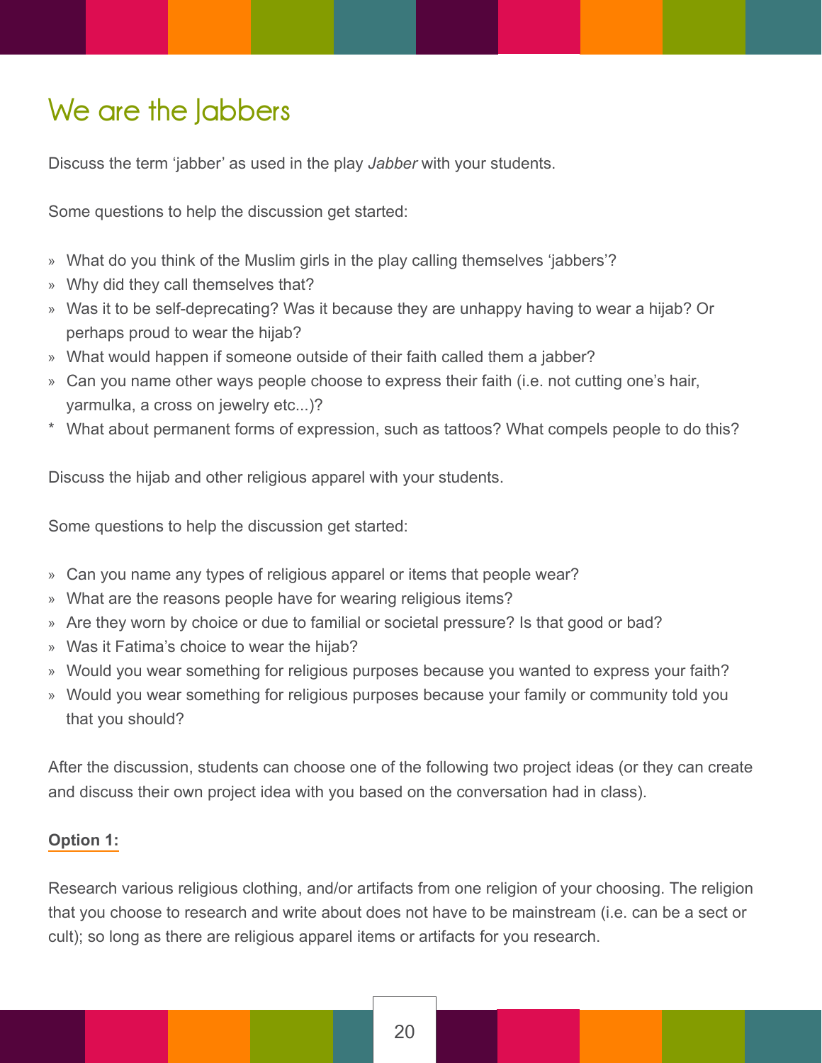# We are the Jabbers

Discuss the term 'jabber' as used in the play *Jabber* with your students.

Some questions to help the discussion get started:

- What do you think of the Muslim girls in the play calling themselves 'jabbers'?
- Why did they call themselves that?
- Was it to be self-deprecating? Was it because they are unhappy having to wear a hijab? Or perhaps proud to wear the hijab?
- What would happen if someone outside of their faith called them a jabber?
- Can you name other ways people choose to express their faith (i.e. not cutting one's hair, yarmulka, a cross on jewelry etc...)?
- What about permanent forms of expression, such as tattoos? What compels people to do this?

Discuss the hijab and other religious apparel with your students.

Some questions to help the discussion get started:

- Can you name any types of religious apparel or items that people wear?
- What are the reasons people have for wearing religious items?
- Are they worn by choice or due to familial or societal pressure? Is that good or bad?
- Was it Fatima's choice to wear the hijab?
- Would you wear something for religious purposes because you wanted to express your faith?
- Would you wear something for religious purposes because your family or community told you that you should?

After the discussion, students can choose one of the following two project ideas (or they can create and discuss their own project idea with you based on the conversation had in class).

**Option 1:**

Research various religious clothing, and/or artifacts from one religion of your choosing. The religion that you choose to research and write about does not have to be mainstream (i.e. can be a sect or cult); so long as there are religious apparel items or artifacts for you research.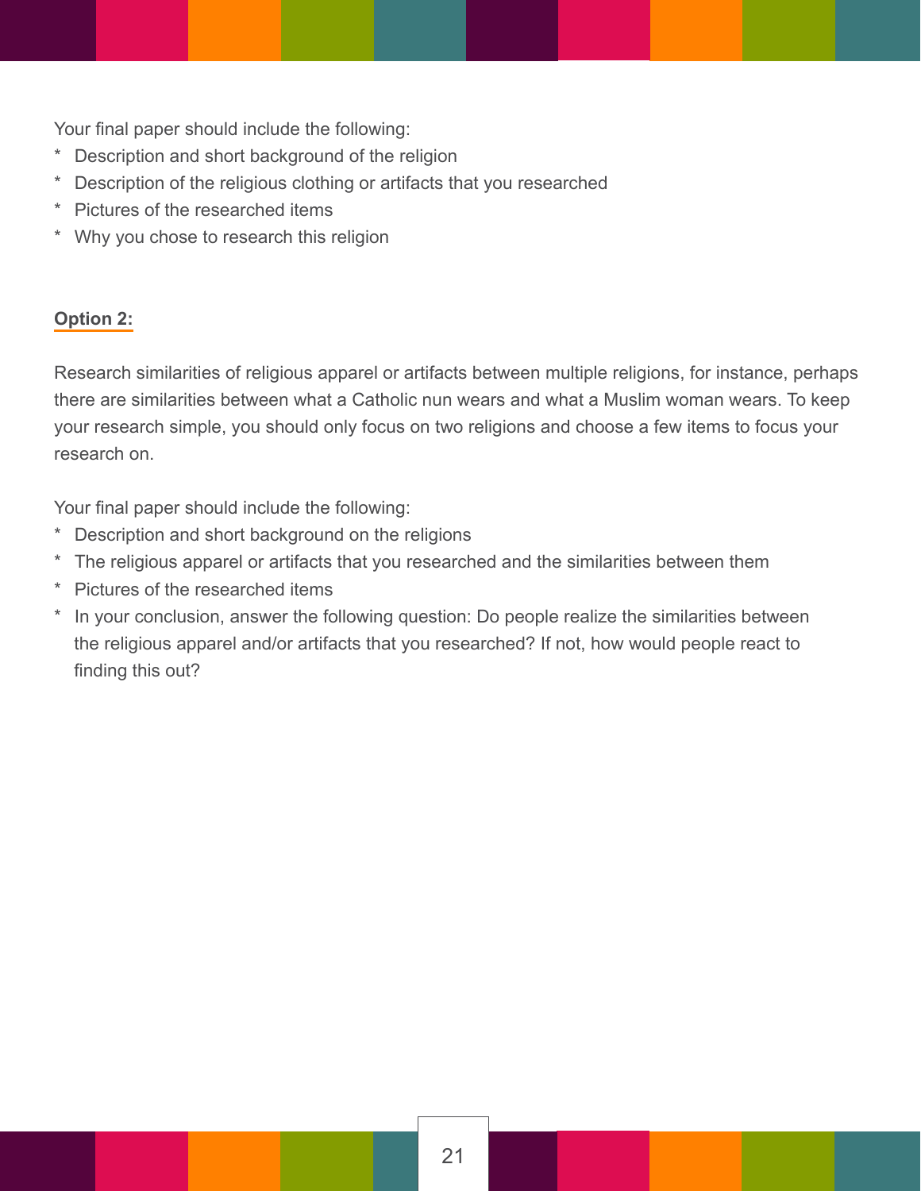Your final paper should include the following:

* Description and short background of the religion
* Description of the religious clothing or artifacts that you researched
* Pictures of the researched items
* Why you chose to research this religion

**Option 2:**

Research similarities of religious apparel or artifacts between multiple religions, for instance, perhaps there are similarities between what a Catholic nun wears and what a Muslim woman wears. To keep your research simple, you should only focus on two religions and choose a few items to focus your research on.

Your final paper should include the following:

* Description and short background on the religions
* The religious apparel or artifacts that you researched and the similarities between them
* Pictures of the researched items
* In your conclusion, answer the following question: Do people realize the similarities between the religious apparel and/or artifacts that you researched? If not, how would people react to finding this out?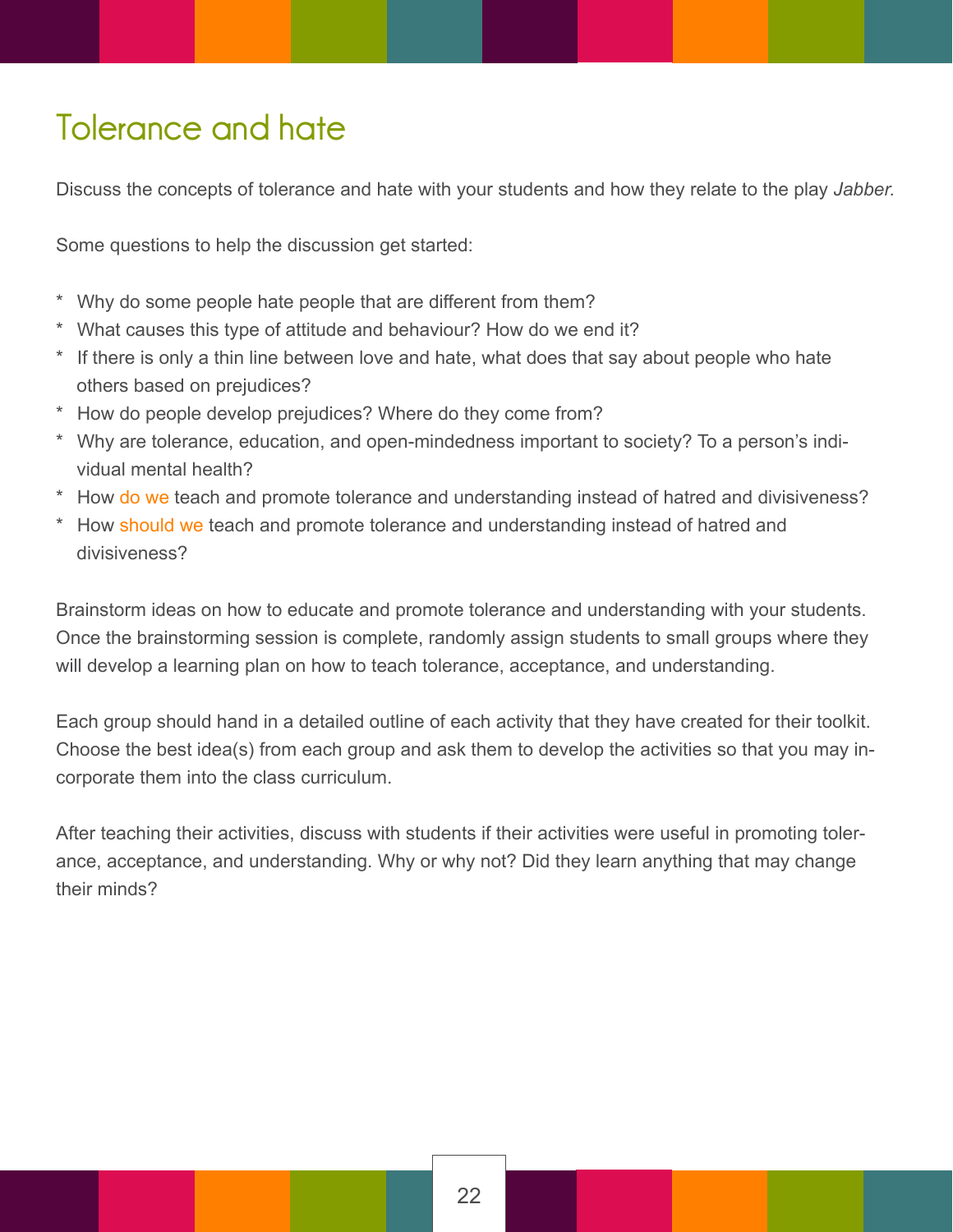# Tolerance and hate

Discuss the concepts of tolerance and hate with your students and how they relate to the play *Jabber.*

Some questions to help the discussion get started:

* Why do some people hate people that are different from them?
* What causes this type of attitude and behaviour? How do we end it?
* If there is only a thin line between love and hate, what does that say about people who hate others based on prejudices?
* How do people develop prejudices? Where do they come from?
* Why are tolerance, education, and open-mindedness important to society? To a person's individual mental health?
* How do we teach and promote tolerance and understanding instead of hatred and divisiveness?
* How should we teach and promote tolerance and understanding instead of hatred and divisiveness?

Brainstorm ideas on how to educate and promote tolerance and understanding with your students. Once the brainstorming session is complete, randomly assign students to small groups where they will develop a learning plan on how to teach tolerance, acceptance, and understanding.

Each group should hand in a detailed outline of each activity that they have created for their toolkit. Choose the best idea(s) from each group and ask them to develop the activities so that you may incorporate them into the class curriculum.

After teaching their activities, discuss with students if their activities were useful in promoting tolerance, acceptance, and understanding. Why or why not? Did they learn anything that may change their minds?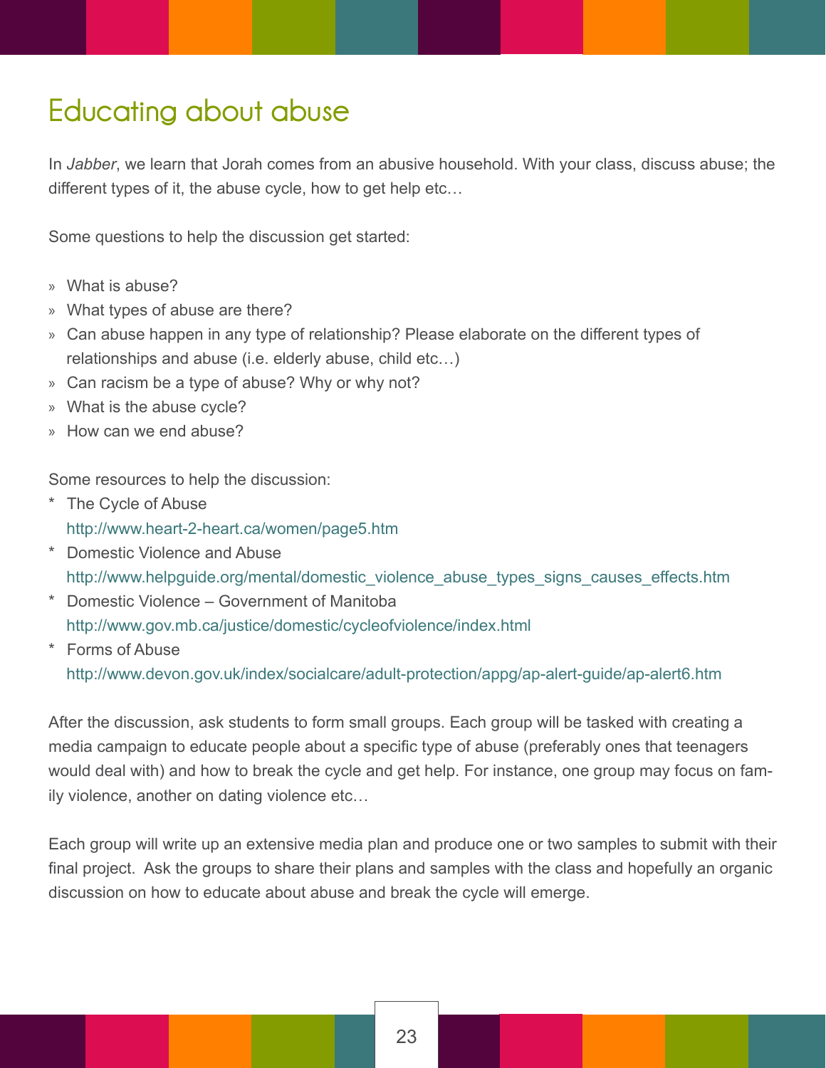# Educating about abuse

In *Jabber*, we learn that Jorah comes from an abusive household. With your class, discuss abuse; the different types of it, the abuse cycle, how to get help etc…

Some questions to help the discussion get started:

» What is abuse?
» What types of abuse are there?
» Can abuse happen in any type of relationship? Please elaborate on the different types of relationships and abuse (i.e. elderly abuse, child etc…)
» Can racism be a type of abuse? Why or why not?
» What is the abuse cycle?
» How can we end abuse?

Some resources to help the discussion:

* The Cycle of Abuse
  http://www.heart-2-heart.ca/women/page5.htm
* Domestic Violence and Abuse
  http://www.helpguide.org/mental/domestic_violence_abuse_types_signs_causes_effects.htm
* Domestic Violence – Government of Manitoba
  http://www.gov.mb.ca/justice/domestic/cycleofviolence/index.html
* Forms of Abuse
  http://www.devon.gov.uk/index/socialcare/adult-protection/appg/ap-alert-guide/ap-alert6.htm

After the discussion, ask students to form small groups. Each group will be tasked with creating a media campaign to educate people about a specific type of abuse (preferably ones that teenagers would deal with) and how to break the cycle and get help. For instance, one group may focus on family violence, another on dating violence etc…

Each group will write up an extensive media plan and produce one or two samples to submit with their final project. Ask the groups to share their plans and samples with the class and hopefully an organic discussion on how to educate about abuse and break the cycle will emerge.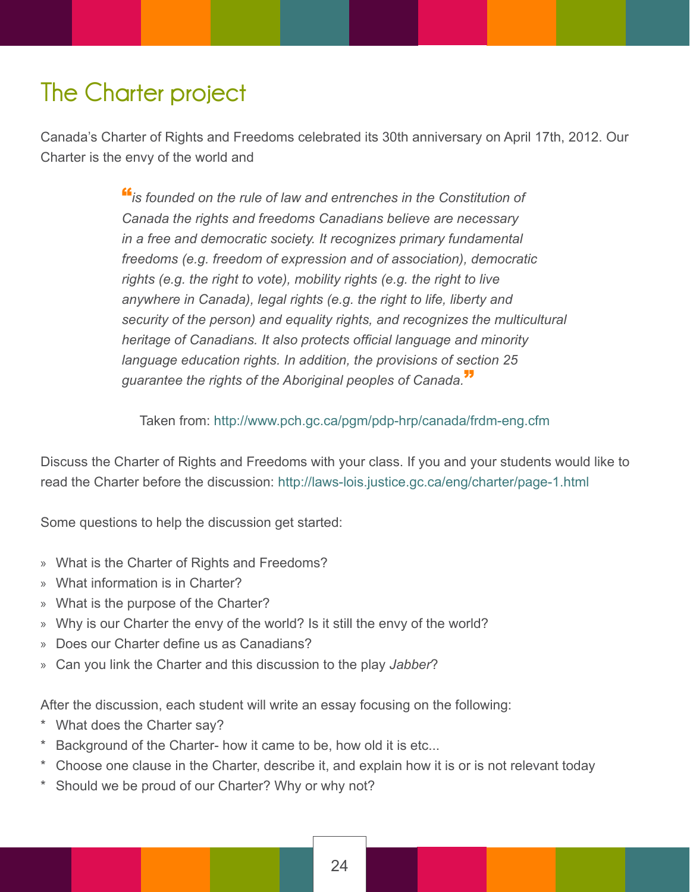# The Charter project

Canada's Charter of Rights and Freedoms celebrated its 30th anniversary on April 17th, 2012. Our Charter is the envy of the world and

> *"is founded on the rule of law and entrenches in the Constitution of Canada the rights and freedoms Canadians believe are necessary in a free and democratic society. It recognizes primary fundamental freedoms (e.g. freedom of expression and of association), democratic rights (e.g. the right to vote), mobility rights (e.g. the right to live anywhere in Canada), legal rights (e.g. the right to life, liberty and security of the person) and equality rights, and recognizes the multicultural heritage of Canadians. It also protects official language and minority language education rights. In addition, the provisions of section 25 guarantee the rights of the Aboriginal peoples of Canada."*

Taken from: http://www.pch.gc.ca/pgm/pdp-hrp/canada/frdm-eng.cfm

Discuss the Charter of Rights and Freedoms with your class. If you and your students would like to read the Charter before the discussion: http://laws-lois.justice.gc.ca/eng/charter/page-1.html

Some questions to help the discussion get started:

- What is the Charter of Rights and Freedoms?
- What information is in Charter?
- What is the purpose of the Charter?
- Why is our Charter the envy of the world? Is it still the envy of the world?
- Does our Charter define us as Canadians?
- Can you link the Charter and this discussion to the play *Jabber*?

After the discussion, each student will write an essay focusing on the following:

- What does the Charter say?
- Background of the Charter- how it came to be, how old it is etc...
- Choose one clause in the Charter, describe it, and explain how it is or is not relevant today
- Should we be proud of our Charter? Why or why not?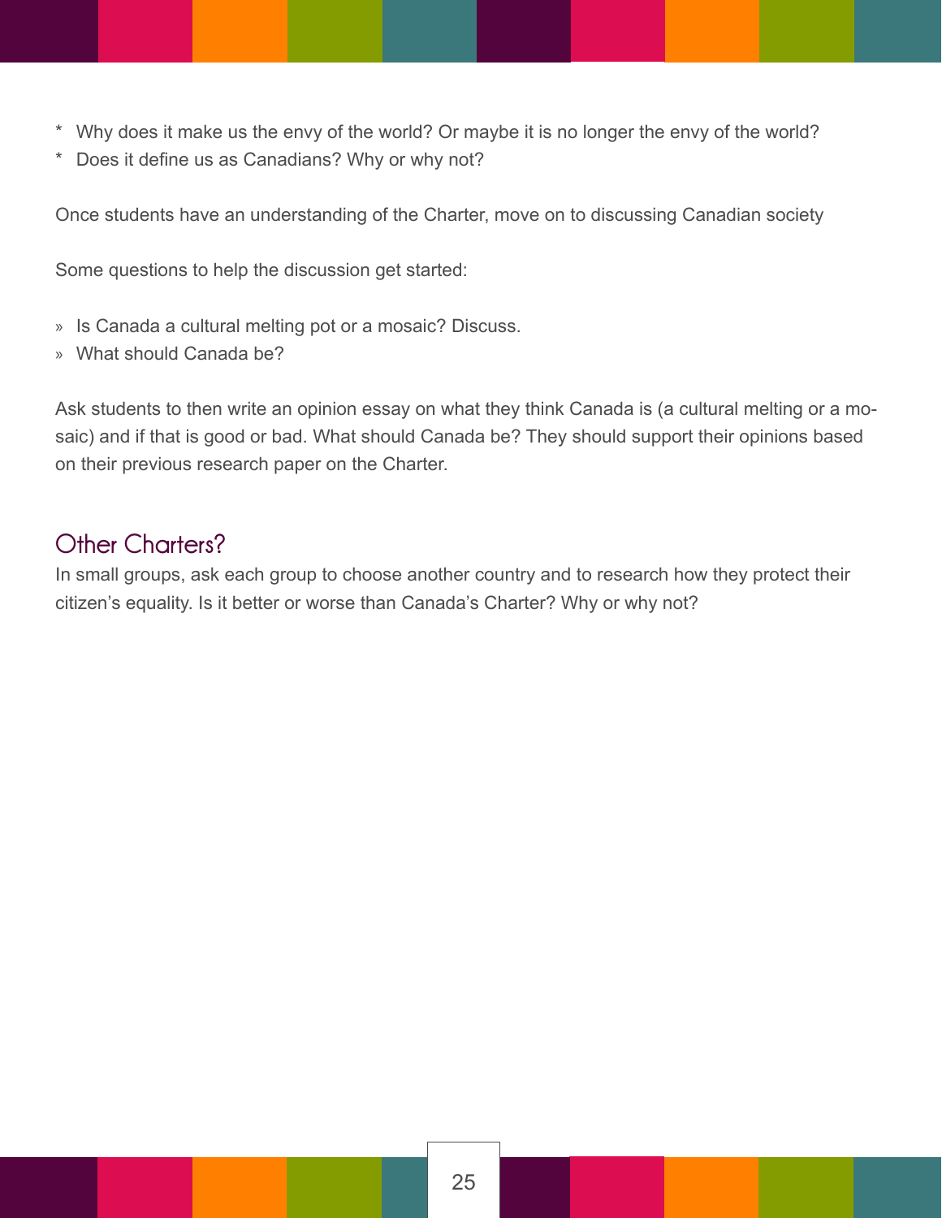* Why does it make us the envy of the world? Or maybe it is no longer the envy of the world?
* Does it define us as Canadians? Why or why not?

Once students have an understanding of the Charter, move on to discussing Canadian society

Some questions to help the discussion get started:

» Is Canada a cultural melting pot or a mosaic? Discuss.
» What should Canada be?

Ask students to then write an opinion essay on what they think Canada is (a cultural melting or a mosaic) and if that is good or bad. What should Canada be? They should support their opinions based on their previous research paper on the Charter.

## Other Charters?

In small groups, ask each group to choose another country and to research how they protect their citizen's equality. Is it better or worse than Canada's Charter? Why or why not?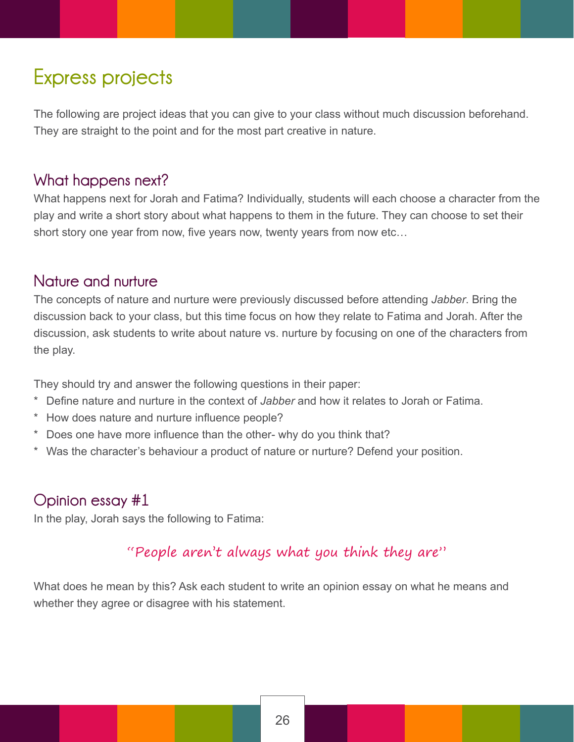# Express projects

The following are project ideas that you can give to your class without much discussion beforehand. They are straight to the point and for the most part creative in nature.

## What happens next?

What happens next for Jorah and Fatima? Individually, students will each choose a character from the play and write a short story about what happens to them in the future. They can choose to set their short story one year from now, five years now, twenty years from now etc…

## Nature and nurture

The concepts of nature and nurture were previously discussed before attending *Jabber*. Bring the discussion back to your class, but this time focus on how they relate to Fatima and Jorah. After the discussion, ask students to write about nature vs. nurture by focusing on one of the characters from the play.

They should try and answer the following questions in their paper:

* Define nature and nurture in the context of *Jabber* and how it relates to Jorah or Fatima.
* How does nature and nurture influence people?
* Does one have more influence than the other- why do you think that?
* Was the character's behaviour a product of nature or nurture? Defend your position.

## Opinion essay #1

In the play, Jorah says the following to Fatima:

> "People aren't always what you think they are"

What does he mean by this? Ask each student to write an opinion essay on what he means and whether they agree or disagree with his statement.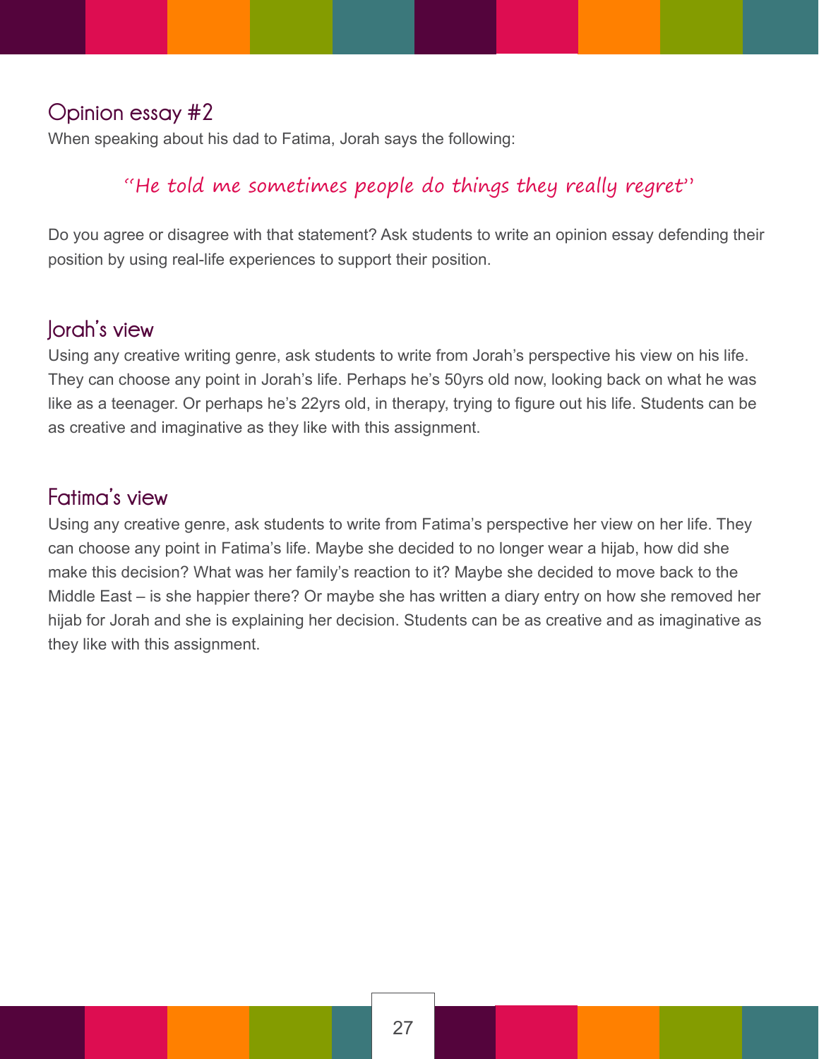## Opinion essay #2

When speaking about his dad to Fatima, Jorah says the following:

> *"He told me sometimes people do things they really regret"*

Do you agree or disagree with that statement? Ask students to write an opinion essay defending their position by using real-life experiences to support their position.

## Jorah's view

Using any creative writing genre, ask students to write from Jorah's perspective his view on his life. They can choose any point in Jorah's life. Perhaps he's 50yrs old now, looking back on what he was like as a teenager. Or perhaps he's 22yrs old, in therapy, trying to figure out his life. Students can be as creative and imaginative as they like with this assignment.

## Fatima's view

Using any creative genre, ask students to write from Fatima's perspective her view on her life. They can choose any point in Fatima's life. Maybe she decided to no longer wear a hijab, how did she make this decision? What was her family's reaction to it? Maybe she decided to move back to the Middle East – is she happier there? Or maybe she has written a diary entry on how she removed her hijab for Jorah and she is explaining her decision. Students can be as creative and as imaginative as they like with this assignment.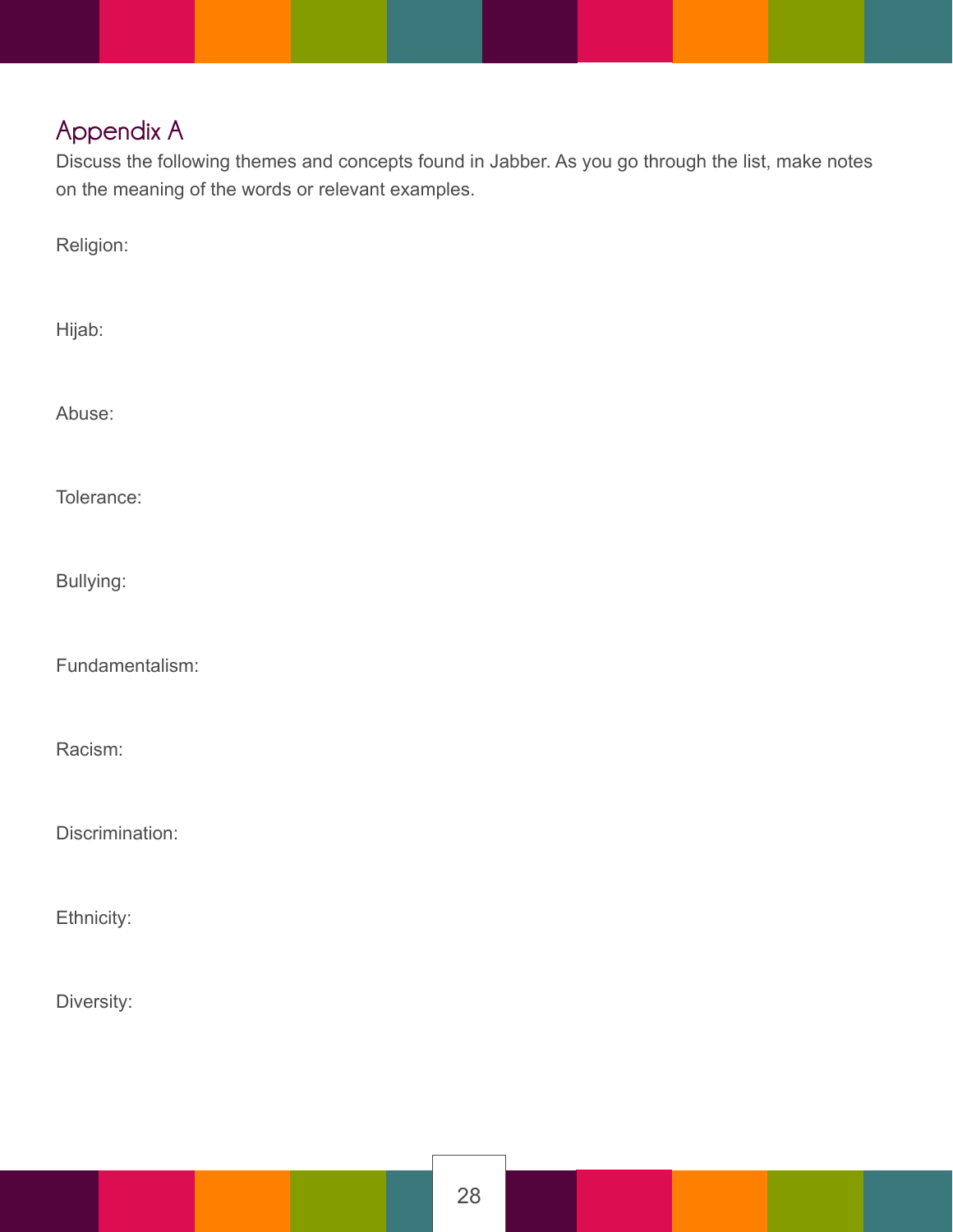## Appendix A

Discuss the following themes and concepts found in Jabber. As you go through the list, make notes on the meaning of the words or relevant examples.

Religion:

Hijab:

Abuse:

Tolerance:

Bullying:

Fundamentalism:

Racism:

Discrimination:

Ethnicity:

Diversity: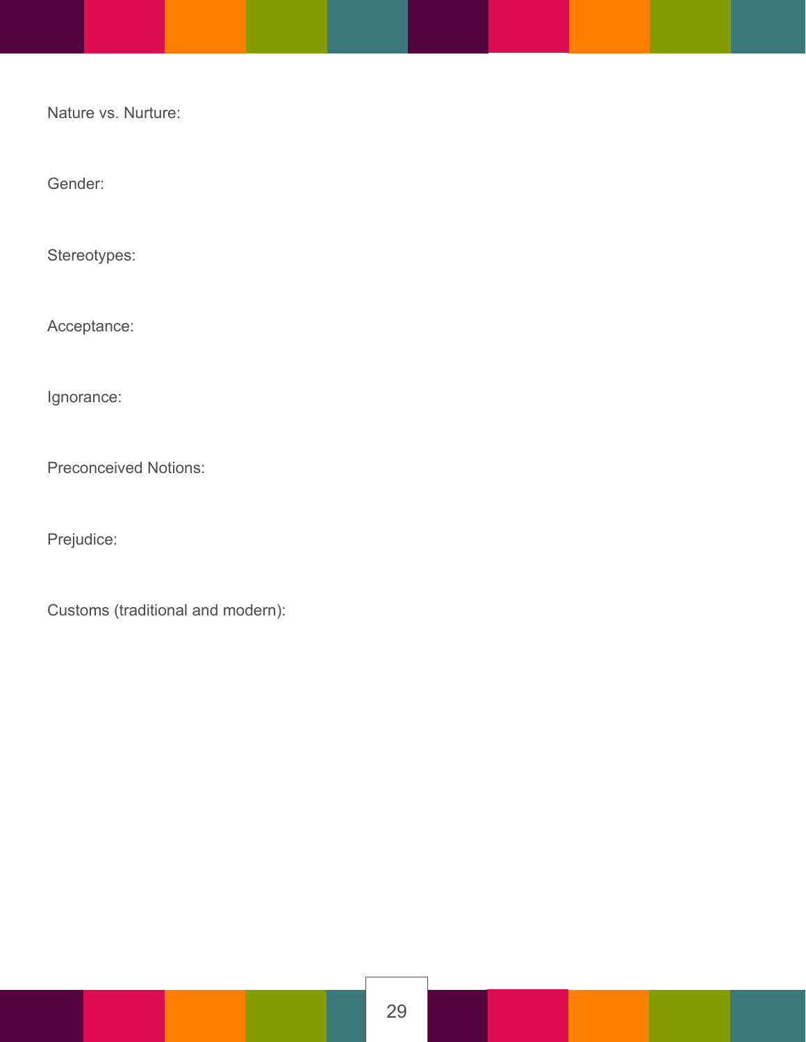Nature vs. Nurture:

Gender:

Stereotypes:

Acceptance:

Ignorance:

Preconceived Notions:

Prejudice:

Customs (traditional and modern):